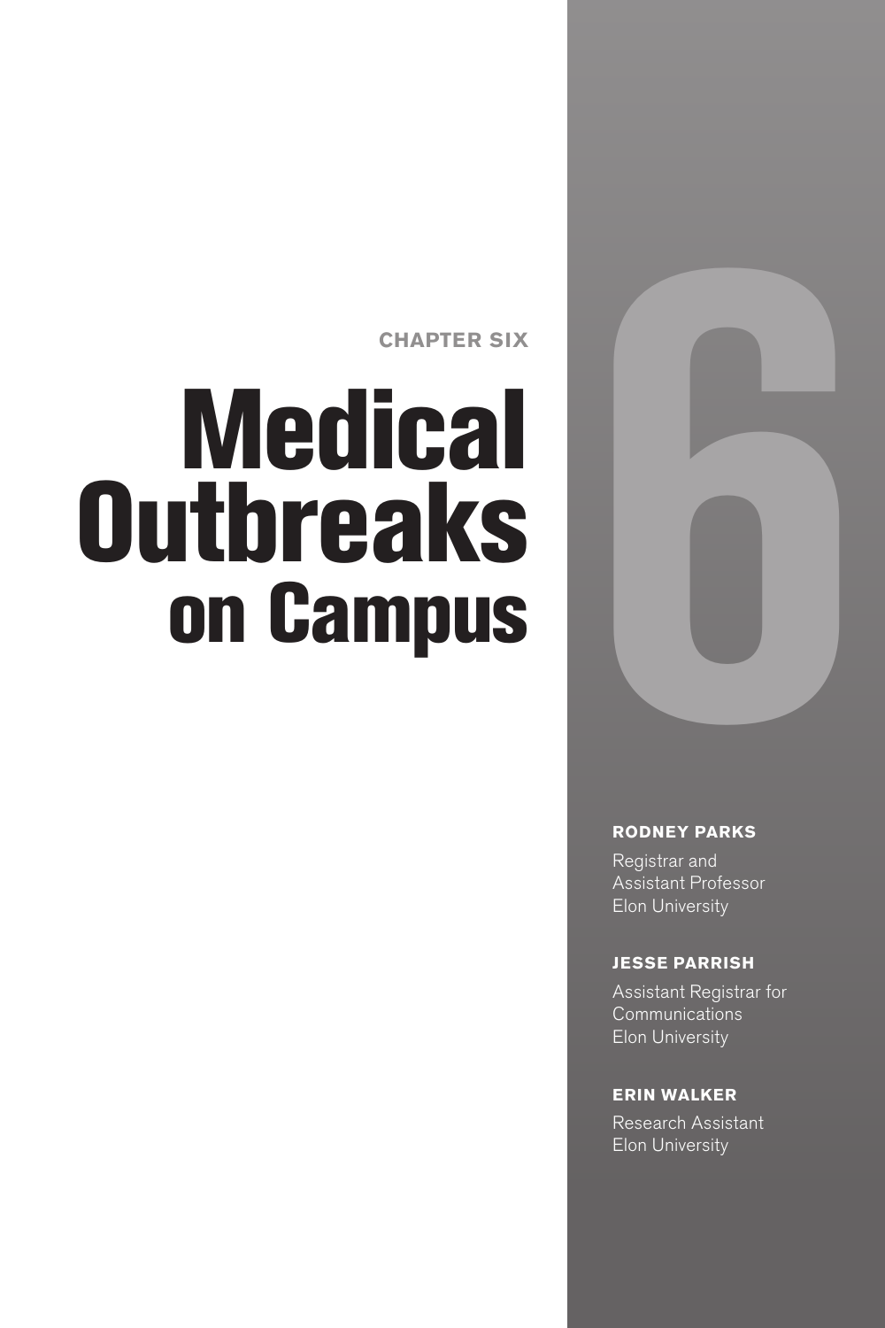CHAPTER SIX

# Medical Outbreaks on Campus

6

**RODNEY PARKS**

Registrar and
Assistant Professor
Elon University

**JESSE PARRISH**

Assistant Registrar for
Communications
Elon University

**ERIN WALKER**

Research Assistant
Elon University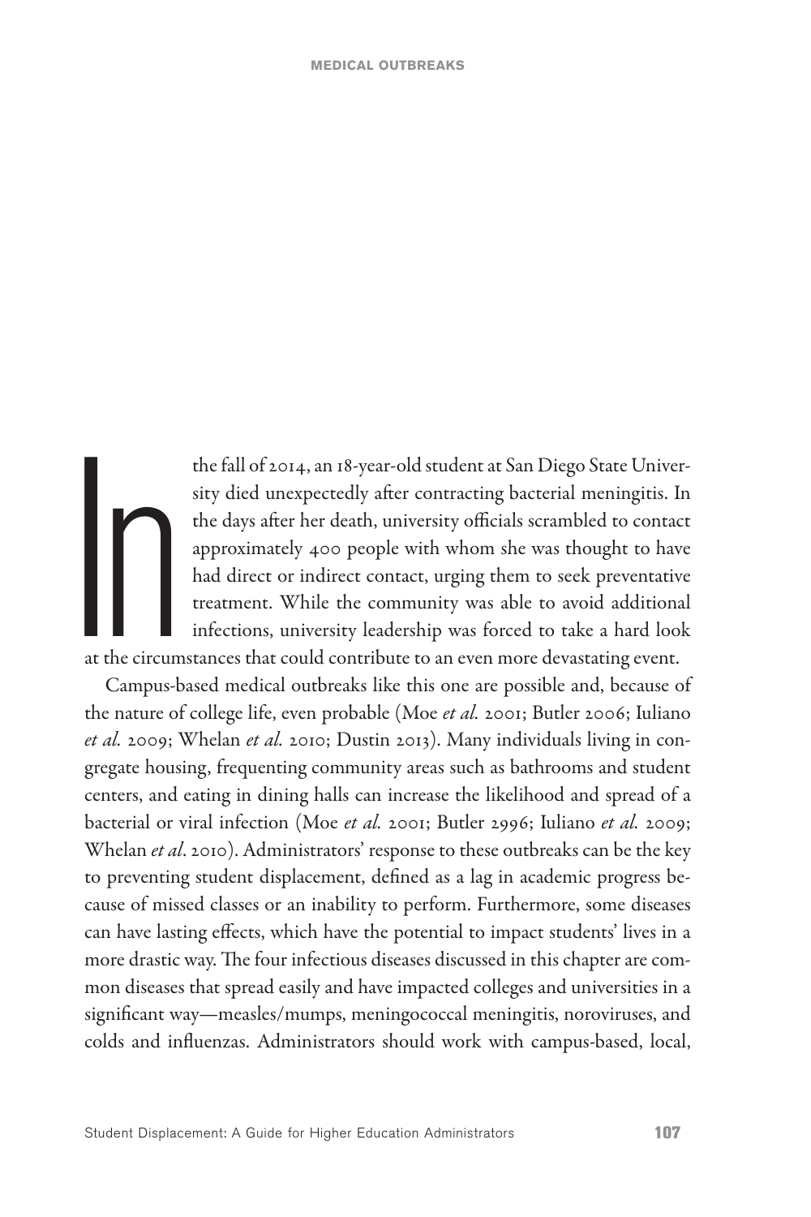In the fall of 2014, an 18-year-old student at San Diego State University died unexpectedly after contracting bacterial meningitis. In the days after her death, university officials scrambled to contact approximately 400 people with whom she was thought to have had direct or indirect contact, urging them to seek preventative treatment. While the community was able to avoid additional infections, university leadership was forced to take a hard look at the circumstances that could contribute to an even more devastating event.

Campus-based medical outbreaks like this one are possible and, because of the nature of college life, even probable (Moe *et al.* 2001; Butler 2006; Iuliano *et al.* 2009; Whelan *et al.* 2010; Dustin 2013). Many individuals living in congregate housing, frequenting community areas such as bathrooms and student centers, and eating in dining halls can increase the likelihood and spread of a bacterial or viral infection (Moe *et al.* 2001; Butler 2996; Iuliano *et al.* 2009; Whelan *et al*. 2010). Administrators' response to these outbreaks can be the key to preventing student displacement, defined as a lag in academic progress because of missed classes or an inability to perform. Furthermore, some diseases can have lasting effects, which have the potential to impact students' lives in a more drastic way. The four infectious diseases discussed in this chapter are common diseases that spread easily and have impacted colleges and universities in a significant way—measles/mumps, meningococcal meningitis, noroviruses, and colds and influenzas. Administrators should work with campus-based, local,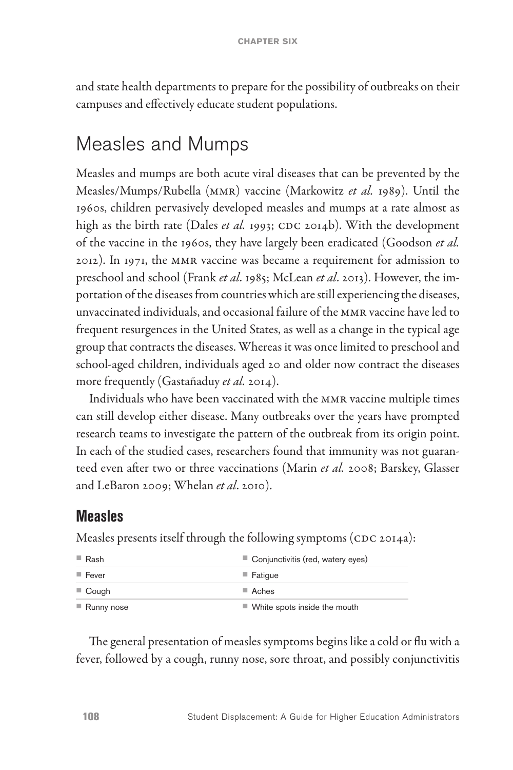and state health departments to prepare for the possibility of outbreaks on their campuses and effectively educate student populations.

## Measles and Mumps

Measles and mumps are both acute viral diseases that can be prevented by the Measles/Mumps/Rubella (MMR) vaccine (Markowitz *et al.* 1989). Until the 1960s, children pervasively developed measles and mumps at a rate almost as high as the birth rate (Dales *et al.* 1993; CDC 2014b). With the development of the vaccine in the 1960s, they have largely been eradicated (Goodson *et al.* 2012). In 1971, the MMR vaccine was became a requirement for admission to preschool and school (Frank *et al*. 1985; McLean *et al*. 2013). However, the importation of the diseases from countries which are still experiencing the diseases, unvaccinated individuals, and occasional failure of the MMR vaccine have led to frequent resurgences in the United States, as well as a change in the typical age group that contracts the diseases. Whereas it was once limited to preschool and school-aged children, individuals aged 20 and older now contract the diseases more frequently (Gastañaduy *et al.* 2014).

Individuals who have been vaccinated with the MMR vaccine multiple times can still develop either disease. Many outbreaks over the years have prompted research teams to investigate the pattern of the outbreak from its origin point. In each of the studied cases, researchers found that immunity was not guaranteed even after two or three vaccinations (Marin *et al.* 2008; Barskey, Glasser and LeBaron 2009; Whelan *et al*. 2010).

### Measles

Measles presents itself through the following symptoms (CDC 2014a):

- Rash
- Fever
- Cough
- Runny nose
- Conjunctivitis (red, watery eyes)
- Fatigue
- Aches
- White spots inside the mouth

The general presentation of measles symptoms begins like a cold or flu with a fever, followed by a cough, runny nose, sore throat, and possibly conjunctivitis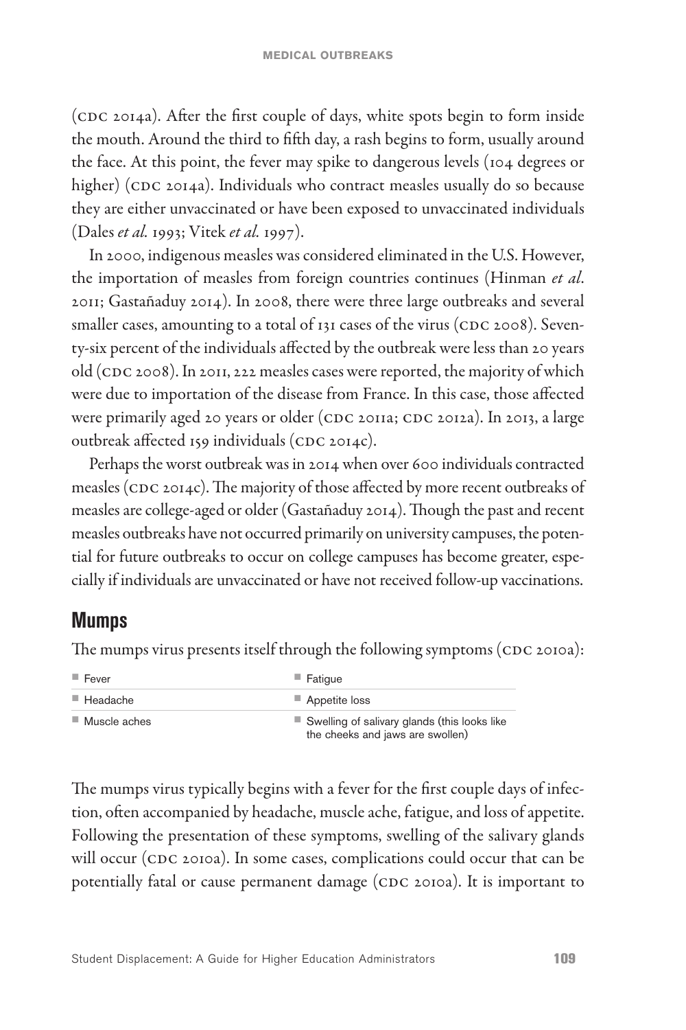(CDC 2014a). After the first couple of days, white spots begin to form inside the mouth. Around the third to fifth day, a rash begins to form, usually around the face. At this point, the fever may spike to dangerous levels (104 degrees or higher) (CDC 2014a). Individuals who contract measles usually do so because they are either unvaccinated or have been exposed to unvaccinated individuals (Dales *et al.* 1993; Vitek *et al.* 1997).

In 2000, indigenous measles was considered eliminated in the U.S. However, the importation of measles from foreign countries continues (Hinman *et al*. 2011; Gastañaduy 2014). In 2008, there were three large outbreaks and several smaller cases, amounting to a total of 131 cases of the virus (CDC 2008). Seventy-six percent of the individuals affected by the outbreak were less than 20 years old (CDC 2008). In 2011, 222 measles cases were reported, the majority of which were due to importation of the disease from France. In this case, those affected were primarily aged 20 years or older (CDC 2011a; CDC 2012a). In 2013, a large outbreak affected 159 individuals (CDC 2014c).

Perhaps the worst outbreak was in 2014 when over 600 individuals contracted measles (CDC 2014c). The majority of those affected by more recent outbreaks of measles are college-aged or older (Gastañaduy 2014). Though the past and recent measles outbreaks have not occurred primarily on university campuses, the potential for future outbreaks to occur on college campuses has become greater, especially if individuals are unvaccinated or have not received follow-up vaccinations.

## Mumps

The mumps virus presents itself through the following symptoms (CDC 2010a):

- Fever
- Fatigue
- Headache
- Appetite loss
- Muscle aches
- Swelling of salivary glands (this looks like the cheeks and jaws are swollen)

The mumps virus typically begins with a fever for the first couple days of infection, often accompanied by headache, muscle ache, fatigue, and loss of appetite. Following the presentation of these symptoms, swelling of the salivary glands will occur (CDC 2010a). In some cases, complications could occur that can be potentially fatal or cause permanent damage (CDC 2010a). It is important to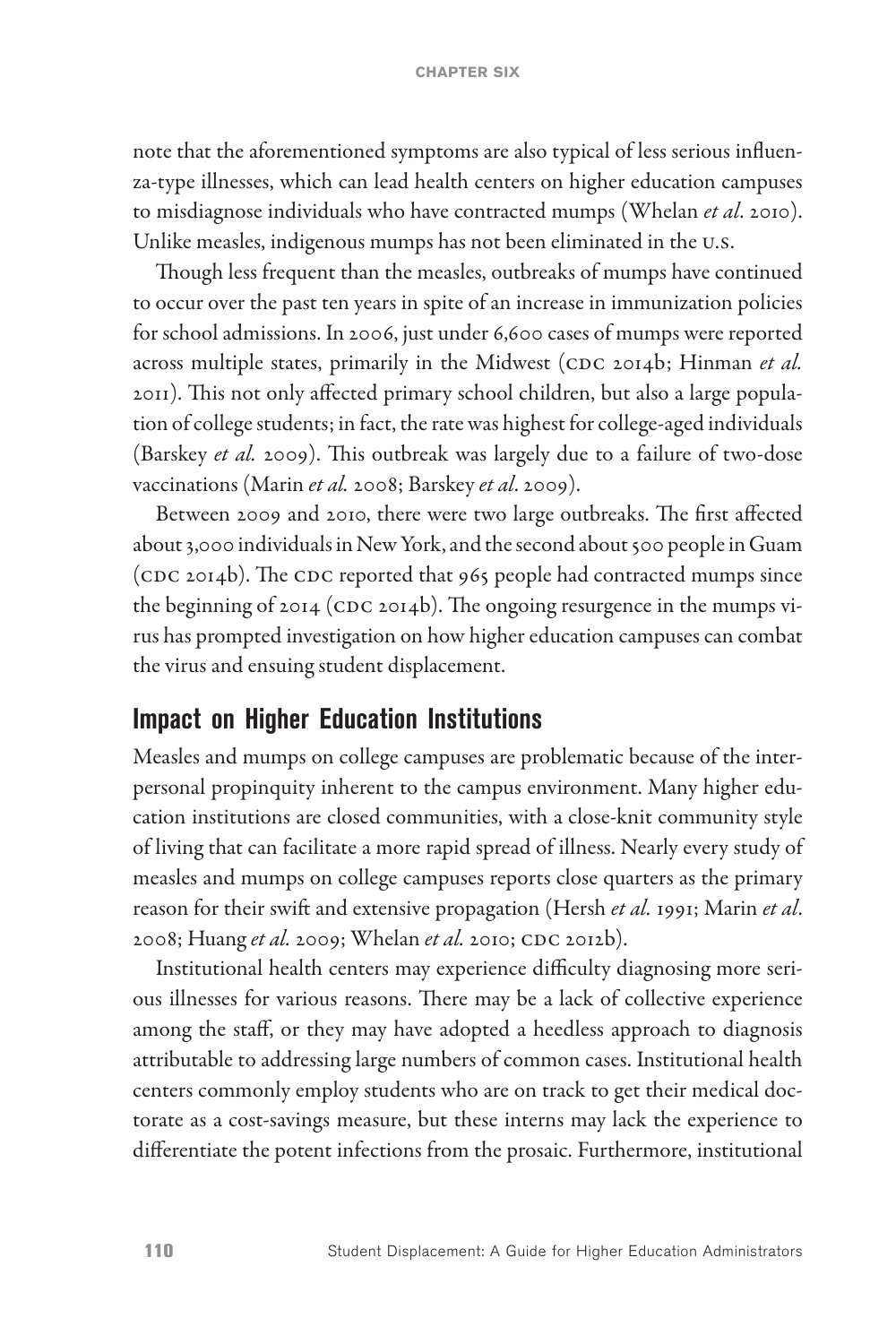note that the aforementioned symptoms are also typical of less serious influenza-type illnesses, which can lead health centers on higher education campuses to misdiagnose individuals who have contracted mumps (Whelan *et al*. 2010). Unlike measles, indigenous mumps has not been eliminated in the U.S.

Though less frequent than the measles, outbreaks of mumps have continued to occur over the past ten years in spite of an increase in immunization policies for school admissions. In 2006, just under 6,600 cases of mumps were reported across multiple states, primarily in the Midwest (CDC 2014b; Hinman *et al.* 2011). This not only affected primary school children, but also a large population of college students; in fact, the rate was highest for college-aged individuals (Barskey *et al.* 2009). This outbreak was largely due to a failure of two-dose vaccinations (Marin *et al.* 2008; Barskey *et al*. 2009).

Between 2009 and 2010, there were two large outbreaks. The first affected about 3,000 individuals in New York, and the second about 500 people in Guam (CDC 2014b). The CDC reported that 965 people had contracted mumps since the beginning of 2014 (CDC 2014b). The ongoing resurgence in the mumps virus has prompted investigation on how higher education campuses can combat the virus and ensuing student displacement.

## Impact on Higher Education Institutions

Measles and mumps on college campuses are problematic because of the interpersonal propinquity inherent to the campus environment. Many higher education institutions are closed communities, with a close-knit community style of living that can facilitate a more rapid spread of illness. Nearly every study of measles and mumps on college campuses reports close quarters as the primary reason for their swift and extensive propagation (Hersh *et al.* 1991; Marin *et al*. 2008; Huang *et al.* 2009; Whelan *et al.* 2010; CDC 2012b).

Institutional health centers may experience difficulty diagnosing more serious illnesses for various reasons. There may be a lack of collective experience among the staff, or they may have adopted a heedless approach to diagnosis attributable to addressing large numbers of common cases. Institutional health centers commonly employ students who are on track to get their medical doctorate as a cost-savings measure, but these interns may lack the experience to differentiate the potent infections from the prosaic. Furthermore, institutional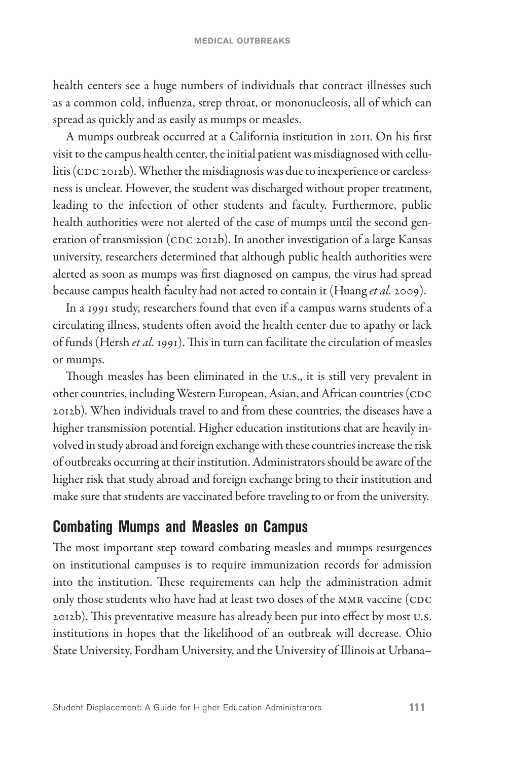health centers see a huge numbers of individuals that contract illnesses such as a common cold, influenza, strep throat, or mononucleosis, all of which can spread as quickly and as easily as mumps or measles.

A mumps outbreak occurred at a California institution in 2011. On his first visit to the campus health center, the initial patient was misdiagnosed with cellulitis (CDC 2012b). Whether the misdiagnosis was due to inexperience or carelessness is unclear. However, the student was discharged without proper treatment, leading to the infection of other students and faculty. Furthermore, public health authorities were not alerted of the case of mumps until the second generation of transmission (CDC 2012b). In another investigation of a large Kansas university, researchers determined that although public health authorities were alerted as soon as mumps was first diagnosed on campus, the virus had spread because campus health faculty had not acted to contain it (Huang *et al.* 2009).

In a 1991 study, researchers found that even if a campus warns students of a circulating illness, students often avoid the health center due to apathy or lack of funds (Hersh *et al.* 1991). This in turn can facilitate the circulation of measles or mumps.

Though measles has been eliminated in the U.S., it is still very prevalent in other countries, including Western European, Asian, and African countries (CDC 2012b). When individuals travel to and from these countries, the diseases have a higher transmission potential. Higher education institutions that are heavily involved in study abroad and foreign exchange with these countries increase the risk of outbreaks occurring at their institution. Administrators should be aware of the higher risk that study abroad and foreign exchange bring to their institution and make sure that students are vaccinated before traveling to or from the university.

## Combating Mumps and Measles on Campus

The most important step toward combating measles and mumps resurgences on institutional campuses is to require immunization records for admission into the institution. These requirements can help the administration admit only those students who have had at least two doses of the MMR vaccine (CDC 2012b). This preventative measure has already been put into effect by most U.S. institutions in hopes that the likelihood of an outbreak will decrease. Ohio State University, Fordham University, and the University of Illinois at Urbana–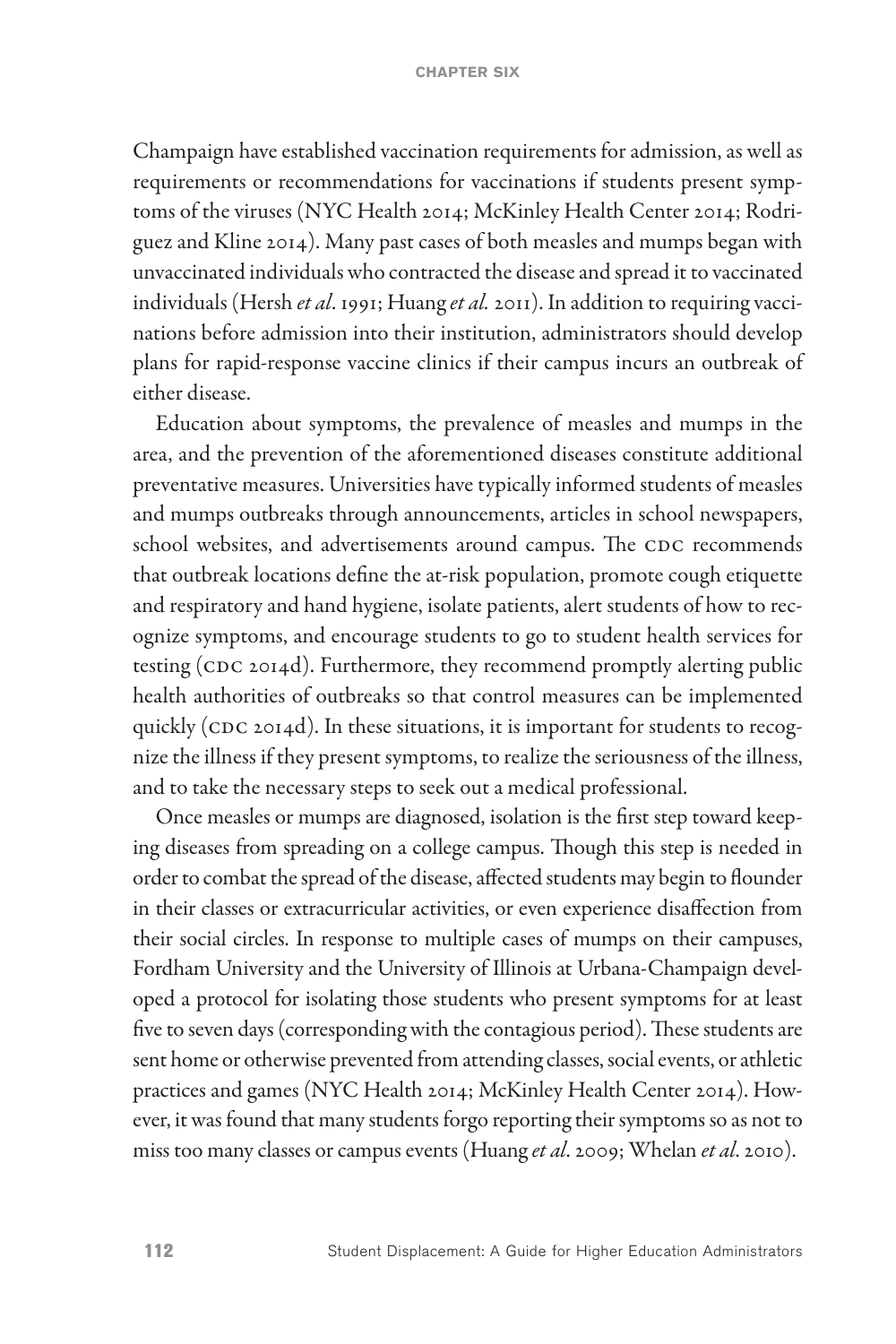Champaign have established vaccination requirements for admission, as well as requirements or recommendations for vaccinations if students present symptoms of the viruses (NYC Health 2014; McKinley Health Center 2014; Rodriguez and Kline 2014). Many past cases of both measles and mumps began with unvaccinated individuals who contracted the disease and spread it to vaccinated individuals (Hersh *et al*. 1991; Huang *et al.* 2011). In addition to requiring vaccinations before admission into their institution, administrators should develop plans for rapid-response vaccine clinics if their campus incurs an outbreak of either disease.

Education about symptoms, the prevalence of measles and mumps in the area, and the prevention of the aforementioned diseases constitute additional preventative measures. Universities have typically informed students of measles and mumps outbreaks through announcements, articles in school newspapers, school websites, and advertisements around campus. The CDC recommends that outbreak locations define the at-risk population, promote cough etiquette and respiratory and hand hygiene, isolate patients, alert students of how to recognize symptoms, and encourage students to go to student health services for testing (CDC 2014d). Furthermore, they recommend promptly alerting public health authorities of outbreaks so that control measures can be implemented quickly (CDC 2014d). In these situations, it is important for students to recognize the illness if they present symptoms, to realize the seriousness of the illness, and to take the necessary steps to seek out a medical professional.

Once measles or mumps are diagnosed, isolation is the first step toward keeping diseases from spreading on a college campus. Though this step is needed in order to combat the spread of the disease, affected students may begin to flounder in their classes or extracurricular activities, or even experience disaffection from their social circles. In response to multiple cases of mumps on their campuses, Fordham University and the University of Illinois at Urbana-Champaign developed a protocol for isolating those students who present symptoms for at least five to seven days (corresponding with the contagious period). These students are sent home or otherwise prevented from attending classes, social events, or athletic practices and games (NYC Health 2014; McKinley Health Center 2014). However, it was found that many students forgo reporting their symptoms so as not to miss too many classes or campus events (Huang *et al*. 2009; Whelan *et al*. 2010).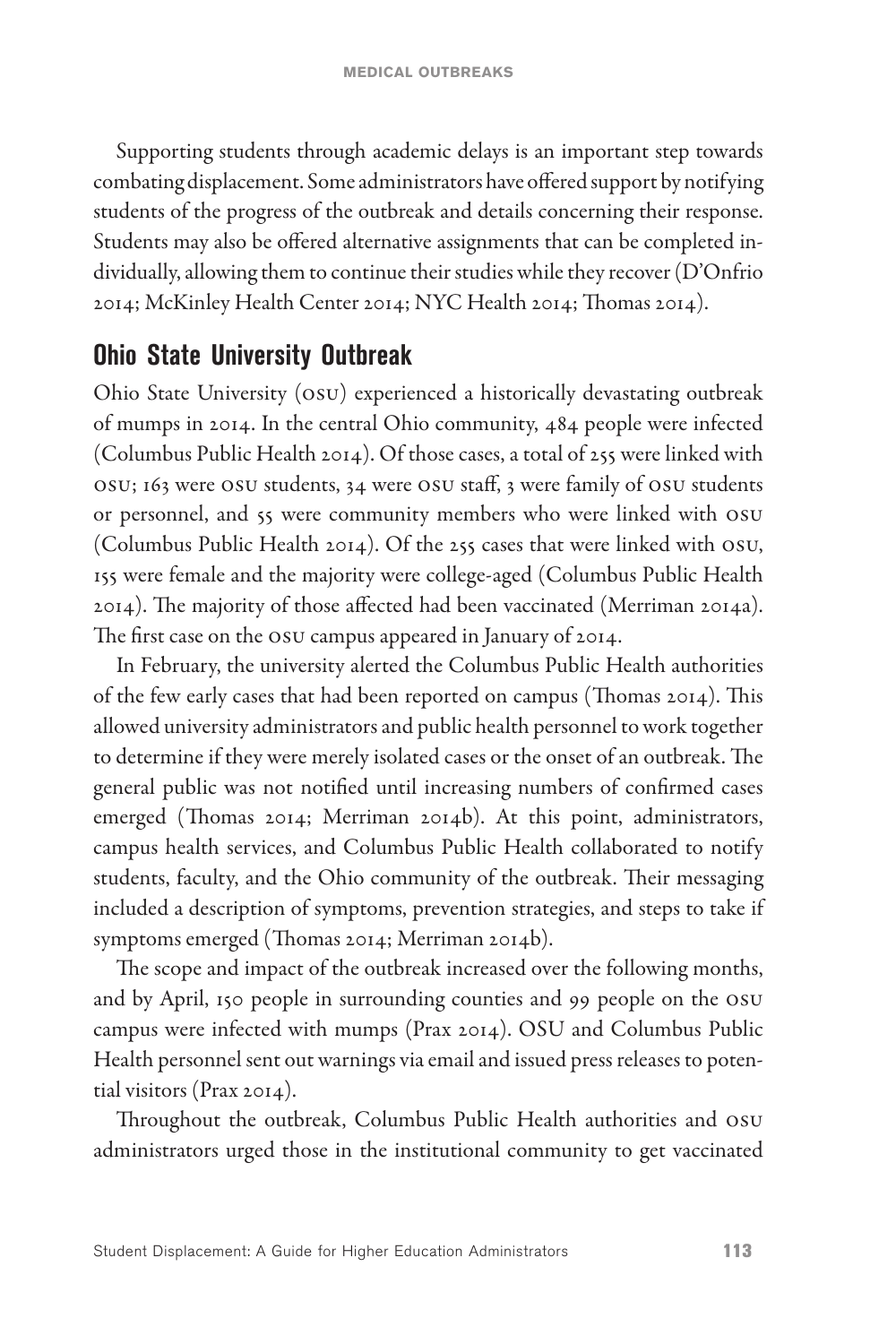Supporting students through academic delays is an important step towards combating displacement. Some administrators have offered support by notifying students of the progress of the outbreak and details concerning their response. Students may also be offered alternative assignments that can be completed individually, allowing them to continue their studies while they recover (D'Onfrio 2014; McKinley Health Center 2014; NYC Health 2014; Thomas 2014).

## Ohio State University Outbreak

Ohio State University (OSU) experienced a historically devastating outbreak of mumps in 2014. In the central Ohio community, 484 people were infected (Columbus Public Health 2014). Of those cases, a total of 255 were linked with OSU; 163 were OSU students, 34 were OSU staff, 3 were family of OSU students or personnel, and 55 were community members who were linked with OSU (Columbus Public Health 2014). Of the 255 cases that were linked with OSU, 155 were female and the majority were college-aged (Columbus Public Health 2014). The majority of those affected had been vaccinated (Merriman 2014a). The first case on the OSU campus appeared in January of 2014.

In February, the university alerted the Columbus Public Health authorities of the few early cases that had been reported on campus (Thomas 2014). This allowed university administrators and public health personnel to work together to determine if they were merely isolated cases or the onset of an outbreak. The general public was not notified until increasing numbers of confirmed cases emerged (Thomas 2014; Merriman 2014b). At this point, administrators, campus health services, and Columbus Public Health collaborated to notify students, faculty, and the Ohio community of the outbreak. Their messaging included a description of symptoms, prevention strategies, and steps to take if symptoms emerged (Thomas 2014; Merriman 2014b).

The scope and impact of the outbreak increased over the following months, and by April, 150 people in surrounding counties and 99 people on the OSU campus were infected with mumps (Prax 2014). OSU and Columbus Public Health personnel sent out warnings via email and issued press releases to potential visitors (Prax 2014).

Throughout the outbreak, Columbus Public Health authorities and OSU administrators urged those in the institutional community to get vaccinated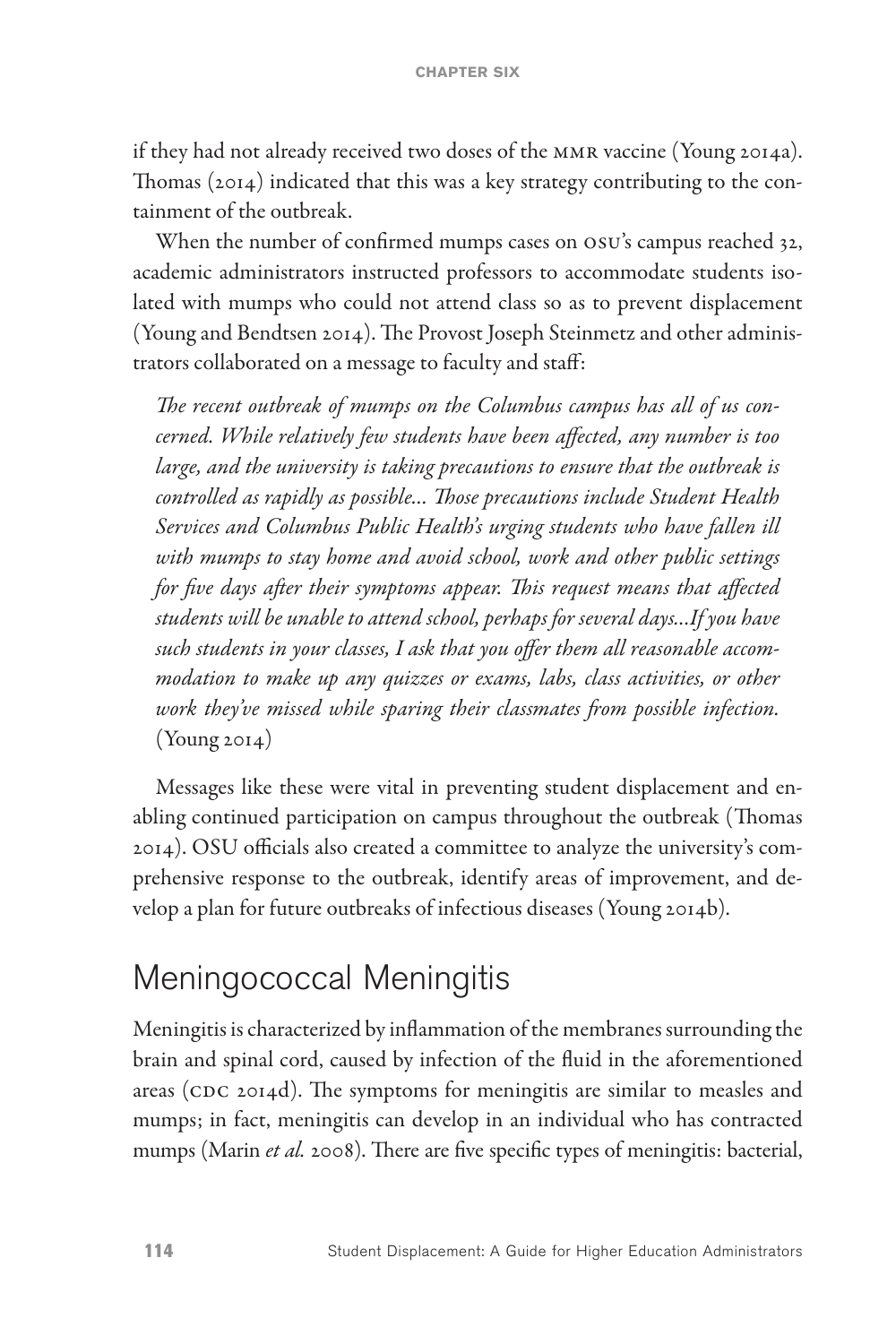if they had not already received two doses of the MMR vaccine (Young 2014a). Thomas (2014) indicated that this was a key strategy contributing to the containment of the outbreak.

When the number of confirmed mumps cases on OSU's campus reached 32, academic administrators instructed professors to accommodate students isolated with mumps who could not attend class so as to prevent displacement (Young and Bendtsen 2014). The Provost Joseph Steinmetz and other administrators collaborated on a message to faculty and staff:

> *The recent outbreak of mumps on the Columbus campus has all of us concerned. While relatively few students have been affected, any number is too large, and the university is taking precautions to ensure that the outbreak is controlled as rapidly as possible... Those precautions include Student Health Services and Columbus Public Health's urging students who have fallen ill with mumps to stay home and avoid school, work and other public settings for five days after their symptoms appear. This request means that affected students will be unable to attend school, perhaps for several days...If you have such students in your classes, I ask that you offer them all reasonable accommodation to make up any quizzes or exams, labs, class activities, or other work they've missed while sparing their classmates from possible infection.* (Young 2014)

Messages like these were vital in preventing student displacement and enabling continued participation on campus throughout the outbreak (Thomas 2014). OSU officials also created a committee to analyze the university's comprehensive response to the outbreak, identify areas of improvement, and develop a plan for future outbreaks of infectious diseases (Young 2014b).

## Meningococcal Meningitis

Meningitis is characterized by inflammation of the membranes surrounding the brain and spinal cord, caused by infection of the fluid in the aforementioned areas (CDC 2014d). The symptoms for meningitis are similar to measles and mumps; in fact, meningitis can develop in an individual who has contracted mumps (Marin *et al.* 2008). There are five specific types of meningitis: bacterial,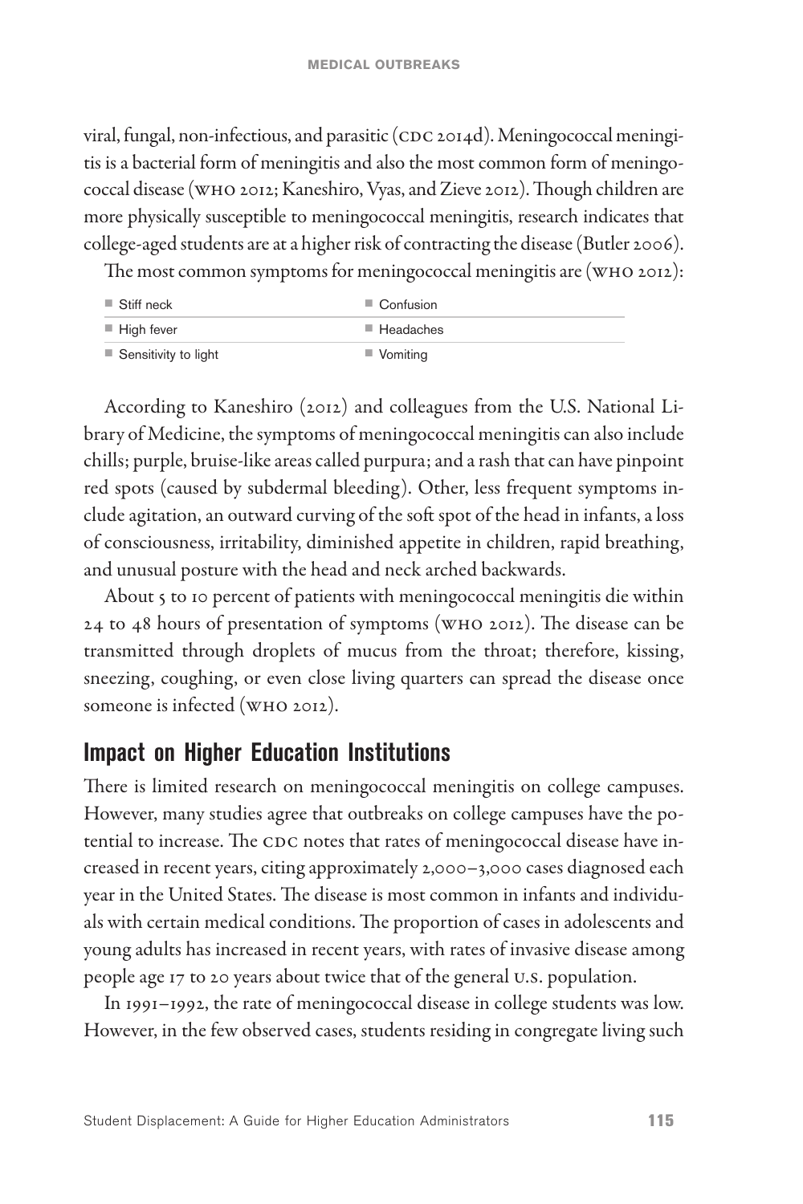viral, fungal, non-infectious, and parasitic (CDC 2014d). Meningococcal meningitis is a bacterial form of meningitis and also the most common form of meningococcal disease (WHO 2012; Kaneshiro, Vyas, and Zieve 2012). Though children are more physically susceptible to meningococcal meningitis, research indicates that college-aged students are at a higher risk of contracting the disease (Butler 2006).

The most common symptoms for meningococcal meningitis are (WHO 2012):

- Stiff neck
- High fever
- Sensitivity to light
- Confusion
- Headaches
- Vomiting

According to Kaneshiro (2012) and colleagues from the U.S. National Library of Medicine, the symptoms of meningococcal meningitis can also include chills; purple, bruise-like areas called purpura; and a rash that can have pinpoint red spots (caused by subdermal bleeding). Other, less frequent symptoms include agitation, an outward curving of the soft spot of the head in infants, a loss of consciousness, irritability, diminished appetite in children, rapid breathing, and unusual posture with the head and neck arched backwards.

About 5 to 10 percent of patients with meningococcal meningitis die within 24 to 48 hours of presentation of symptoms (WHO 2012). The disease can be transmitted through droplets of mucus from the throat; therefore, kissing, sneezing, coughing, or even close living quarters can spread the disease once someone is infected (WHO 2012).

## Impact on Higher Education Institutions

There is limited research on meningococcal meningitis on college campuses. However, many studies agree that outbreaks on college campuses have the potential to increase. The CDC notes that rates of meningococcal disease have increased in recent years, citing approximately 2,000–3,000 cases diagnosed each year in the United States. The disease is most common in infants and individuals with certain medical conditions. The proportion of cases in adolescents and young adults has increased in recent years, with rates of invasive disease among people age 17 to 20 years about twice that of the general U.S. population.

In 1991–1992, the rate of meningococcal disease in college students was low. However, in the few observed cases, students residing in congregate living such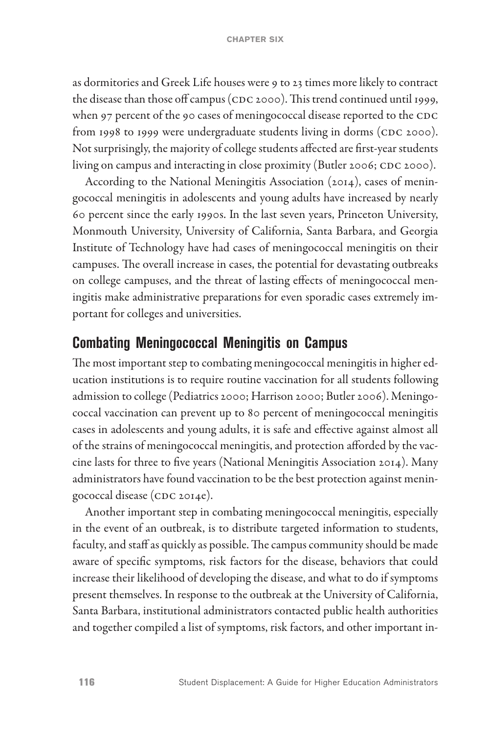as dormitories and Greek Life houses were 9 to 23 times more likely to contract the disease than those off campus (CDC 2000). This trend continued until 1999, when 97 percent of the 90 cases of meningococcal disease reported to the CDC from 1998 to 1999 were undergraduate students living in dorms (CDC 2000). Not surprisingly, the majority of college students affected are first-year students living on campus and interacting in close proximity (Butler 2006; CDC 2000).

According to the National Meningitis Association (2014), cases of meningococcal meningitis in adolescents and young adults have increased by nearly 60 percent since the early 1990s. In the last seven years, Princeton University, Monmouth University, University of California, Santa Barbara, and Georgia Institute of Technology have had cases of meningococcal meningitis on their campuses. The overall increase in cases, the potential for devastating outbreaks on college campuses, and the threat of lasting effects of meningococcal meningitis make administrative preparations for even sporadic cases extremely important for colleges and universities.

## Combating Meningococcal Meningitis on Campus

The most important step to combating meningococcal meningitis in higher education institutions is to require routine vaccination for all students following admission to college (Pediatrics 2000; Harrison 2000; Butler 2006). Meningococcal vaccination can prevent up to 80 percent of meningococcal meningitis cases in adolescents and young adults, it is safe and effective against almost all of the strains of meningococcal meningitis, and protection afforded by the vaccine lasts for three to five years (National Meningitis Association 2014). Many administrators have found vaccination to be the best protection against meningococcal disease (CDC 2014e).

Another important step in combating meningococcal meningitis, especially in the event of an outbreak, is to distribute targeted information to students, faculty, and staff as quickly as possible. The campus community should be made aware of specific symptoms, risk factors for the disease, behaviors that could increase their likelihood of developing the disease, and what to do if symptoms present themselves. In response to the outbreak at the University of California, Santa Barbara, institutional administrators contacted public health authorities and together compiled a list of symptoms, risk factors, and other important in-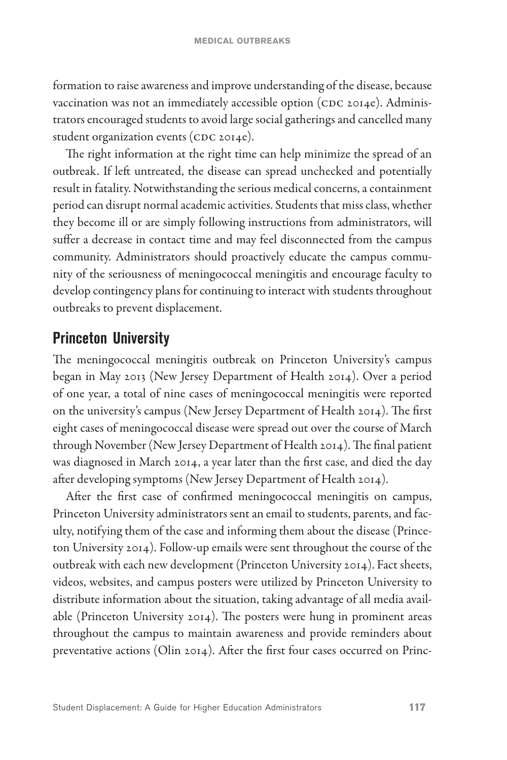formation to raise awareness and improve understanding of the disease, because vaccination was not an immediately accessible option (CDC 2014e). Administrators encouraged students to avoid large social gatherings and cancelled many student organization events (CDC 2014e).

The right information at the right time can help minimize the spread of an outbreak. If left untreated, the disease can spread unchecked and potentially result in fatality. Notwithstanding the serious medical concerns, a containment period can disrupt normal academic activities. Students that miss class, whether they become ill or are simply following instructions from administrators, will suffer a decrease in contact time and may feel disconnected from the campus community. Administrators should proactively educate the campus community of the seriousness of meningococcal meningitis and encourage faculty to develop contingency plans for continuing to interact with students throughout outbreaks to prevent displacement.

## Princeton University

The meningococcal meningitis outbreak on Princeton University's campus began in May 2013 (New Jersey Department of Health 2014). Over a period of one year, a total of nine cases of meningococcal meningitis were reported on the university's campus (New Jersey Department of Health 2014). The first eight cases of meningococcal disease were spread out over the course of March through November (New Jersey Department of Health 2014). The final patient was diagnosed in March 2014, a year later than the first case, and died the day after developing symptoms (New Jersey Department of Health 2014).

After the first case of confirmed meningococcal meningitis on campus, Princeton University administrators sent an email to students, parents, and faculty, notifying them of the case and informing them about the disease (Princeton University 2014). Follow-up emails were sent throughout the course of the outbreak with each new development (Princeton University 2014). Fact sheets, videos, websites, and campus posters were utilized by Princeton University to distribute information about the situation, taking advantage of all media available (Princeton University 2014). The posters were hung in prominent areas throughout the campus to maintain awareness and provide reminders about preventative actions (Olin 2014). After the first four cases occurred on Princ-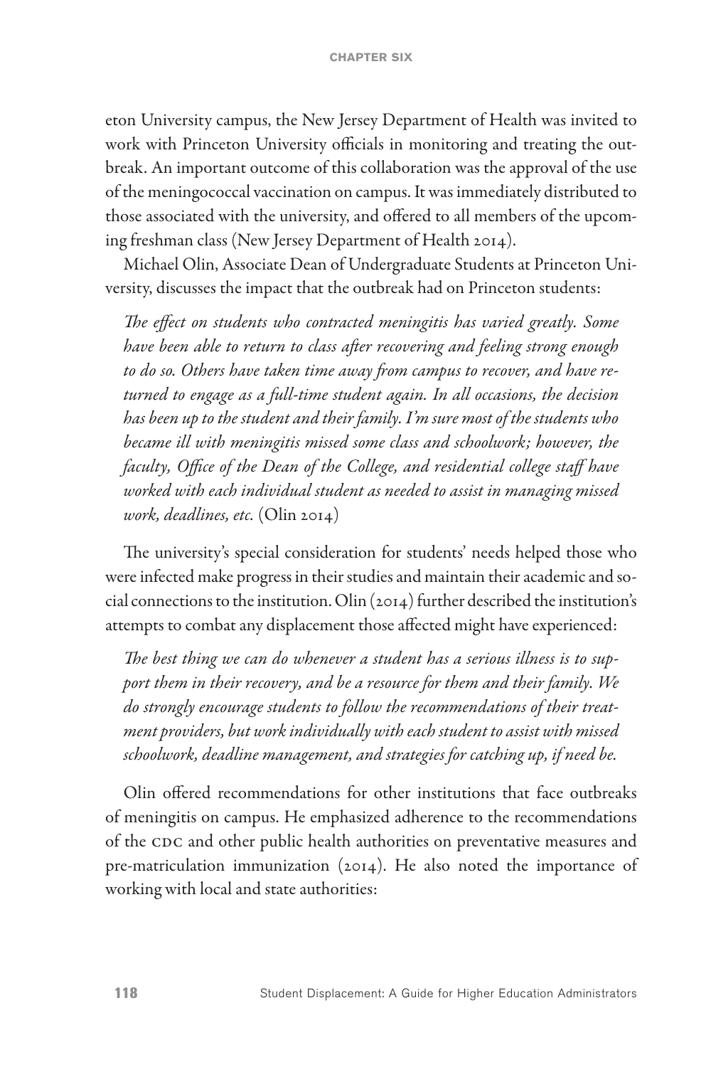eton University campus, the New Jersey Department of Health was invited to work with Princeton University officials in monitoring and treating the outbreak. An important outcome of this collaboration was the approval of the use of the meningococcal vaccination on campus. It was immediately distributed to those associated with the university, and offered to all members of the upcoming freshman class (New Jersey Department of Health 2014).

Michael Olin, Associate Dean of Undergraduate Students at Princeton University, discusses the impact that the outbreak had on Princeton students:

> *The effect on students who contracted meningitis has varied greatly. Some have been able to return to class after recovering and feeling strong enough to do so. Others have taken time away from campus to recover, and have returned to engage as a full-time student again. In all occasions, the decision has been up to the student and their family. I'm sure most of the students who became ill with meningitis missed some class and schoolwork; however, the faculty, Office of the Dean of the College, and residential college staff have worked with each individual student as needed to assist in managing missed work, deadlines, etc.* (Olin 2014)

The university's special consideration for students' needs helped those who were infected make progress in their studies and maintain their academic and social connections to the institution. Olin (2014) further described the institution's attempts to combat any displacement those affected might have experienced:

> *The best thing we can do whenever a student has a serious illness is to support them in their recovery, and be a resource for them and their family. We do strongly encourage students to follow the recommendations of their treatment providers, but work individually with each student to assist with missed schoolwork, deadline management, and strategies for catching up, if need be.*

Olin offered recommendations for other institutions that face outbreaks of meningitis on campus. He emphasized adherence to the recommendations of the CDC and other public health authorities on preventative measures and pre-matriculation immunization (2014). He also noted the importance of working with local and state authorities: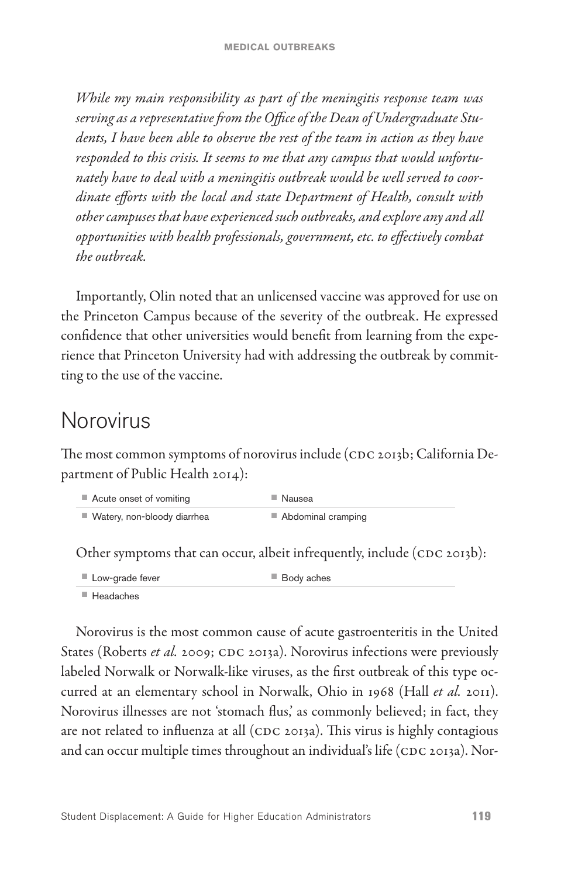*While my main responsibility as part of the meningitis response team was serving as a representative from the Office of the Dean of Undergraduate Students, I have been able to observe the rest of the team in action as they have responded to this crisis. It seems to me that any campus that would unfortunately have to deal with a meningitis outbreak would be well served to coordinate efforts with the local and state Department of Health, consult with other campuses that have experienced such outbreaks, and explore any and all opportunities with health professionals, government, etc. to effectively combat the outbreak.*

Importantly, Olin noted that an unlicensed vaccine was approved for use on the Princeton Campus because of the severity of the outbreak. He expressed confidence that other universities would benefit from learning from the experience that Princeton University had with addressing the outbreak by committing to the use of the vaccine.

## Norovirus

The most common symptoms of norovirus include (CDC 2013b; California Department of Public Health 2014):

- Acute onset of vomiting
- Nausea
- Watery, non-bloody diarrhea
- Abdominal cramping

Other symptoms that can occur, albeit infrequently, include (CDC 2013b):

- Low-grade fever
- Body aches
- Headaches

Norovirus is the most common cause of acute gastroenteritis in the United States (Roberts *et al.* 2009; CDC 2013a). Norovirus infections were previously labeled Norwalk or Norwalk-like viruses, as the first outbreak of this type occurred at an elementary school in Norwalk, Ohio in 1968 (Hall *et al.* 2011). Norovirus illnesses are not 'stomach flus,' as commonly believed; in fact, they are not related to influenza at all (CDC 2013a). This virus is highly contagious and can occur multiple times throughout an individual's life (CDC 2013a). Nor-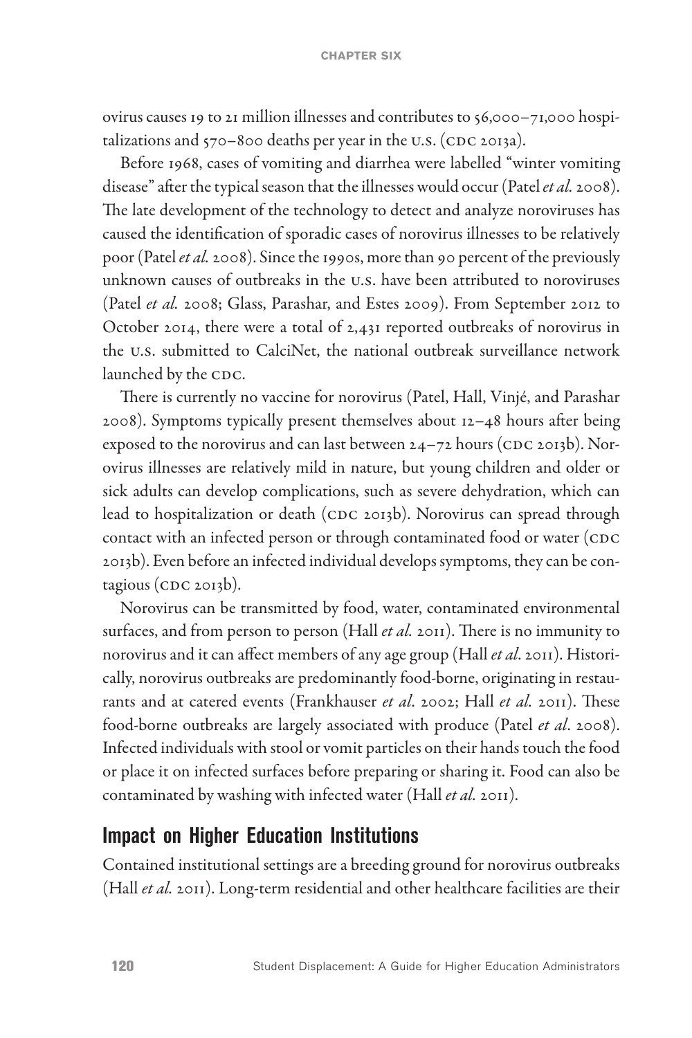ovirus causes 19 to 21 million illnesses and contributes to 56,000–71,000 hospitalizations and 570–800 deaths per year in the U.S. (CDC 2013a).

Before 1968, cases of vomiting and diarrhea were labelled "winter vomiting disease" after the typical season that the illnesses would occur (Patel *et al.* 2008). The late development of the technology to detect and analyze noroviruses has caused the identification of sporadic cases of norovirus illnesses to be relatively poor (Patel *et al.* 2008). Since the 1990s, more than 90 percent of the previously unknown causes of outbreaks in the U.S. have been attributed to noroviruses (Patel *et al.* 2008; Glass, Parashar, and Estes 2009). From September 2012 to October 2014, there were a total of 2,431 reported outbreaks of norovirus in the U.S. submitted to CalciNet, the national outbreak surveillance network launched by the CDC.

There is currently no vaccine for norovirus (Patel, Hall, Vinjé, and Parashar 2008). Symptoms typically present themselves about 12–48 hours after being exposed to the norovirus and can last between 24–72 hours (CDC 2013b). Norovirus illnesses are relatively mild in nature, but young children and older or sick adults can develop complications, such as severe dehydration, which can lead to hospitalization or death (CDC 2013b). Norovirus can spread through contact with an infected person or through contaminated food or water (CDC 2013b). Even before an infected individual develops symptoms, they can be contagious (CDC 2013b).

Norovirus can be transmitted by food, water, contaminated environmental surfaces, and from person to person (Hall *et al.* 2011). There is no immunity to norovirus and it can affect members of any age group (Hall *et al*. 2011). Historically, norovirus outbreaks are predominantly food-borne, originating in restaurants and at catered events (Frankhauser *et al*. 2002; Hall *et al.* 2011). These food-borne outbreaks are largely associated with produce (Patel *et al*. 2008). Infected individuals with stool or vomit particles on their hands touch the food or place it on infected surfaces before preparing or sharing it. Food can also be contaminated by washing with infected water (Hall *et al.* 2011).

## Impact on Higher Education Institutions

Contained institutional settings are a breeding ground for norovirus outbreaks (Hall *et al.* 2011). Long-term residential and other healthcare facilities are their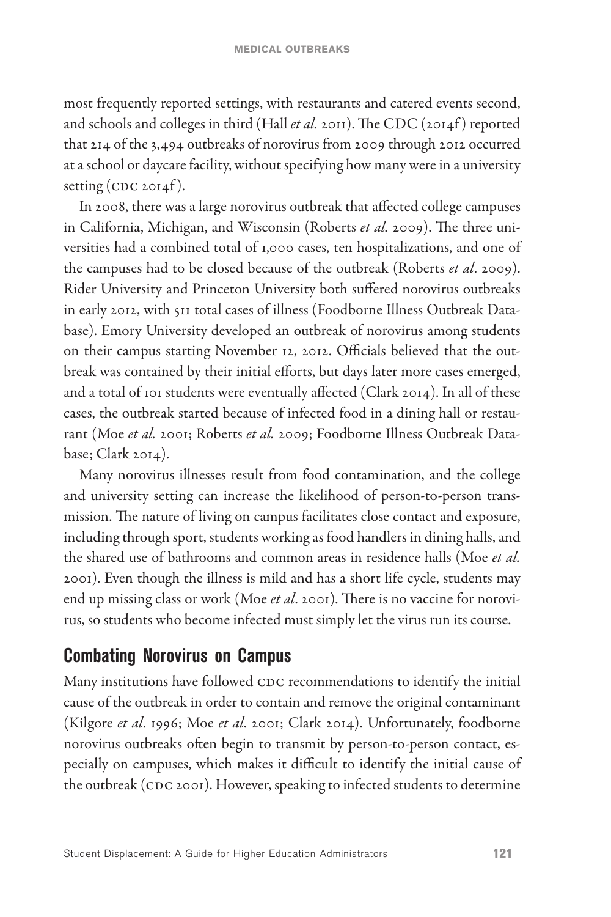most frequently reported settings, with restaurants and catered events second, and schools and colleges in third (Hall *et al.* 2011). The CDC (2014f) reported that 214 of the 3,494 outbreaks of norovirus from 2009 through 2012 occurred at a school or daycare facility, without specifying how many were in a university setting (CDC 2014f).

In 2008, there was a large norovirus outbreak that affected college campuses in California, Michigan, and Wisconsin (Roberts *et al.* 2009). The three universities had a combined total of 1,000 cases, ten hospitalizations, and one of the campuses had to be closed because of the outbreak (Roberts *et al*. 2009). Rider University and Princeton University both suffered norovirus outbreaks in early 2012, with 511 total cases of illness (Foodborne Illness Outbreak Database). Emory University developed an outbreak of norovirus among students on their campus starting November 12, 2012. Officials believed that the outbreak was contained by their initial efforts, but days later more cases emerged, and a total of 101 students were eventually affected (Clark 2014). In all of these cases, the outbreak started because of infected food in a dining hall or restaurant (Moe *et al.* 2001; Roberts *et al.* 2009; Foodborne Illness Outbreak Database; Clark 2014).

Many norovirus illnesses result from food contamination, and the college and university setting can increase the likelihood of person-to-person transmission. The nature of living on campus facilitates close contact and exposure, including through sport, students working as food handlers in dining halls, and the shared use of bathrooms and common areas in residence halls (Moe *et al.* 2001). Even though the illness is mild and has a short life cycle, students may end up missing class or work (Moe *et al*. 2001). There is no vaccine for norovirus, so students who become infected must simply let the virus run its course.

## Combating Norovirus on Campus

Many institutions have followed CDC recommendations to identify the initial cause of the outbreak in order to contain and remove the original contaminant (Kilgore *et al*. 1996; Moe *et al*. 2001; Clark 2014). Unfortunately, foodborne norovirus outbreaks often begin to transmit by person-to-person contact, especially on campuses, which makes it difficult to identify the initial cause of the outbreak (CDC 2001). However, speaking to infected students to determine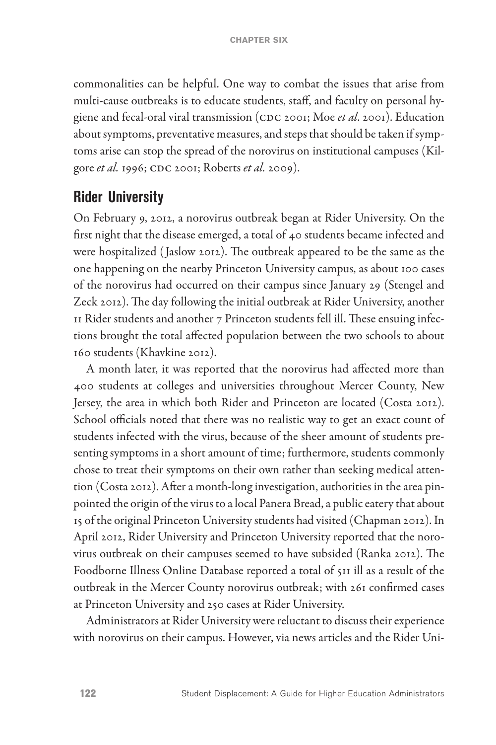commonalities can be helpful. One way to combat the issues that arise from multi-cause outbreaks is to educate students, staff, and faculty on personal hygiene and fecal-oral viral transmission (CDC 2001; Moe *et al*. 2001). Education about symptoms, preventative measures, and steps that should be taken if symptoms arise can stop the spread of the norovirus on institutional campuses (Kilgore *et al.* 1996; CDC 2001; Roberts *et al.* 2009).

## Rider University

On February 9, 2012, a norovirus outbreak began at Rider University. On the first night that the disease emerged, a total of 40 students became infected and were hospitalized (Jaslow 2012). The outbreak appeared to be the same as the one happening on the nearby Princeton University campus, as about 100 cases of the norovirus had occurred on their campus since January 29 (Stengel and Zeck 2012). The day following the initial outbreak at Rider University, another 11 Rider students and another 7 Princeton students fell ill. These ensuing infections brought the total affected population between the two schools to about 160 students (Khavkine 2012).

A month later, it was reported that the norovirus had affected more than 400 students at colleges and universities throughout Mercer County, New Jersey, the area in which both Rider and Princeton are located (Costa 2012). School officials noted that there was no realistic way to get an exact count of students infected with the virus, because of the sheer amount of students presenting symptoms in a short amount of time; furthermore, students commonly chose to treat their symptoms on their own rather than seeking medical attention (Costa 2012). After a month-long investigation, authorities in the area pinpointed the origin of the virus to a local Panera Bread, a public eatery that about 15 of the original Princeton University students had visited (Chapman 2012). In April 2012, Rider University and Princeton University reported that the norovirus outbreak on their campuses seemed to have subsided (Ranka 2012). The Foodborne Illness Online Database reported a total of 511 ill as a result of the outbreak in the Mercer County norovirus outbreak; with 261 confirmed cases at Princeton University and 250 cases at Rider University.

Administrators at Rider University were reluctant to discuss their experience with norovirus on their campus. However, via news articles and the Rider Uni-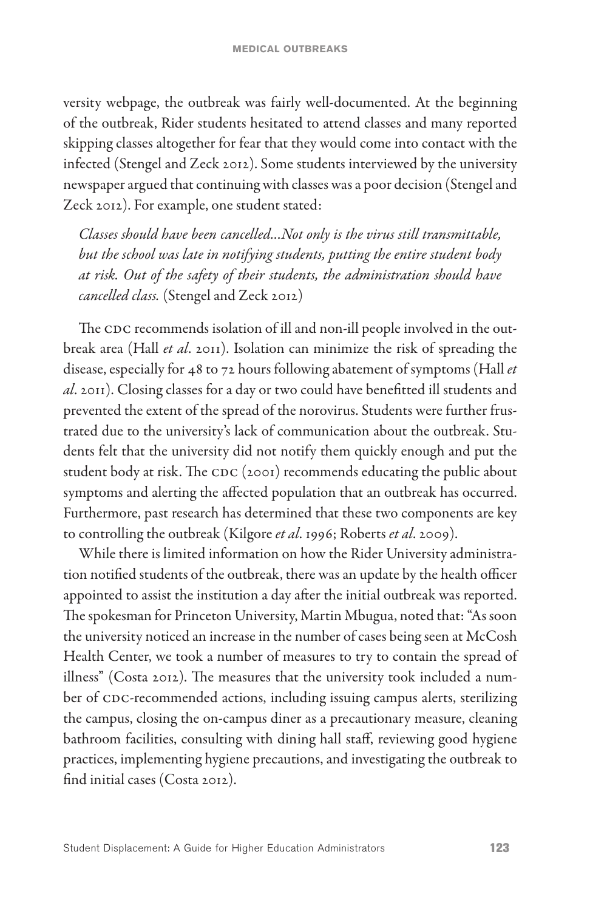versity webpage, the outbreak was fairly well-documented. At the beginning of the outbreak, Rider students hesitated to attend classes and many reported skipping classes altogether for fear that they would come into contact with the infected (Stengel and Zeck 2012). Some students interviewed by the university newspaper argued that continuing with classes was a poor decision (Stengel and Zeck 2012). For example, one student stated:

> *Classes should have been cancelled...Not only is the virus still transmittable, but the school was late in notifying students, putting the entire student body at risk. Out of the safety of their students, the administration should have cancelled class.* (Stengel and Zeck 2012)

The CDC recommends isolation of ill and non-ill people involved in the outbreak area (Hall *et al*. 2011). Isolation can minimize the risk of spreading the disease, especially for 48 to 72 hours following abatement of symptoms (Hall *et al*. 2011). Closing classes for a day or two could have benefitted ill students and prevented the extent of the spread of the norovirus. Students were further frustrated due to the university's lack of communication about the outbreak. Students felt that the university did not notify them quickly enough and put the student body at risk. The CDC (2001) recommends educating the public about symptoms and alerting the affected population that an outbreak has occurred. Furthermore, past research has determined that these two components are key to controlling the outbreak (Kilgore *et al*. 1996; Roberts *et al*. 2009).

While there is limited information on how the Rider University administration notified students of the outbreak, there was an update by the health officer appointed to assist the institution a day after the initial outbreak was reported. The spokesman for Princeton University, Martin Mbugua, noted that: "As soon the university noticed an increase in the number of cases being seen at McCosh Health Center, we took a number of measures to try to contain the spread of illness" (Costa 2012). The measures that the university took included a number of CDC-recommended actions, including issuing campus alerts, sterilizing the campus, closing the on-campus diner as a precautionary measure, cleaning bathroom facilities, consulting with dining hall staff, reviewing good hygiene practices, implementing hygiene precautions, and investigating the outbreak to find initial cases (Costa 2012).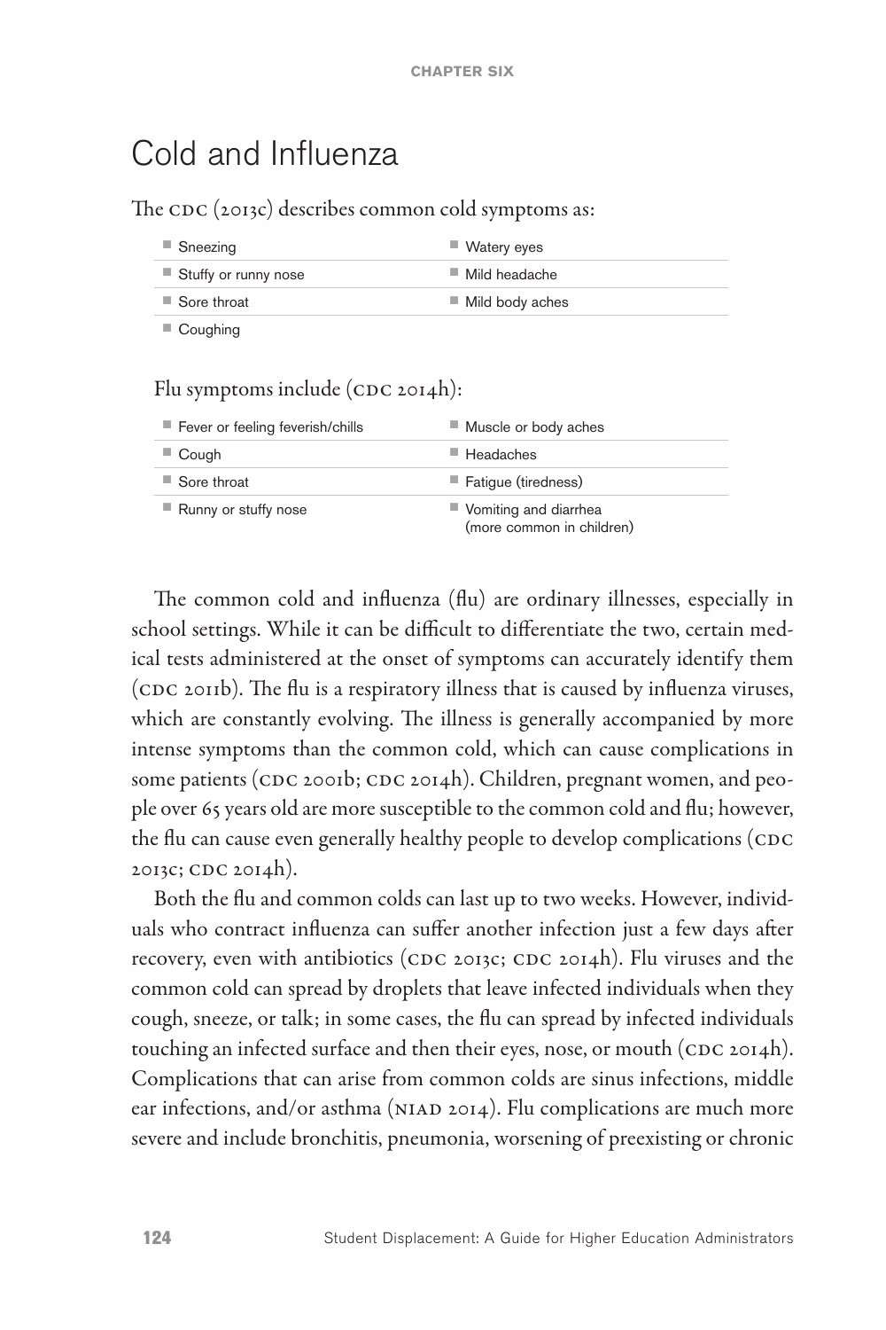## Cold and Influenza

The CDC (2013c) describes common cold symptoms as:

- Sneezing
- Stuffy or runny nose
- Sore throat
- Coughing
- Watery eyes
- Mild headache
- Mild body aches

Flu symptoms include (CDC 2014h):

- Fever or feeling feverish/chills
- Cough
- Sore throat
- Runny or stuffy nose
- Muscle or body aches
- Headaches
- Fatigue (tiredness)
- Vomiting and diarrhea (more common in children)

The common cold and influenza (flu) are ordinary illnesses, especially in school settings. While it can be difficult to differentiate the two, certain medical tests administered at the onset of symptoms can accurately identify them (CDC 2011b). The flu is a respiratory illness that is caused by influenza viruses, which are constantly evolving. The illness is generally accompanied by more intense symptoms than the common cold, which can cause complications in some patients (CDC 2001b; CDC 2014h). Children, pregnant women, and people over 65 years old are more susceptible to the common cold and flu; however, the flu can cause even generally healthy people to develop complications (CDC 2013c; CDC 2014h).

Both the flu and common colds can last up to two weeks. However, individuals who contract influenza can suffer another infection just a few days after recovery, even with antibiotics (CDC 2013c; CDC 2014h). Flu viruses and the common cold can spread by droplets that leave infected individuals when they cough, sneeze, or talk; in some cases, the flu can spread by infected individuals touching an infected surface and then their eyes, nose, or mouth (CDC 2014h). Complications that can arise from common colds are sinus infections, middle ear infections, and/or asthma (NIAD 2014). Flu complications are much more severe and include bronchitis, pneumonia, worsening of preexisting or chronic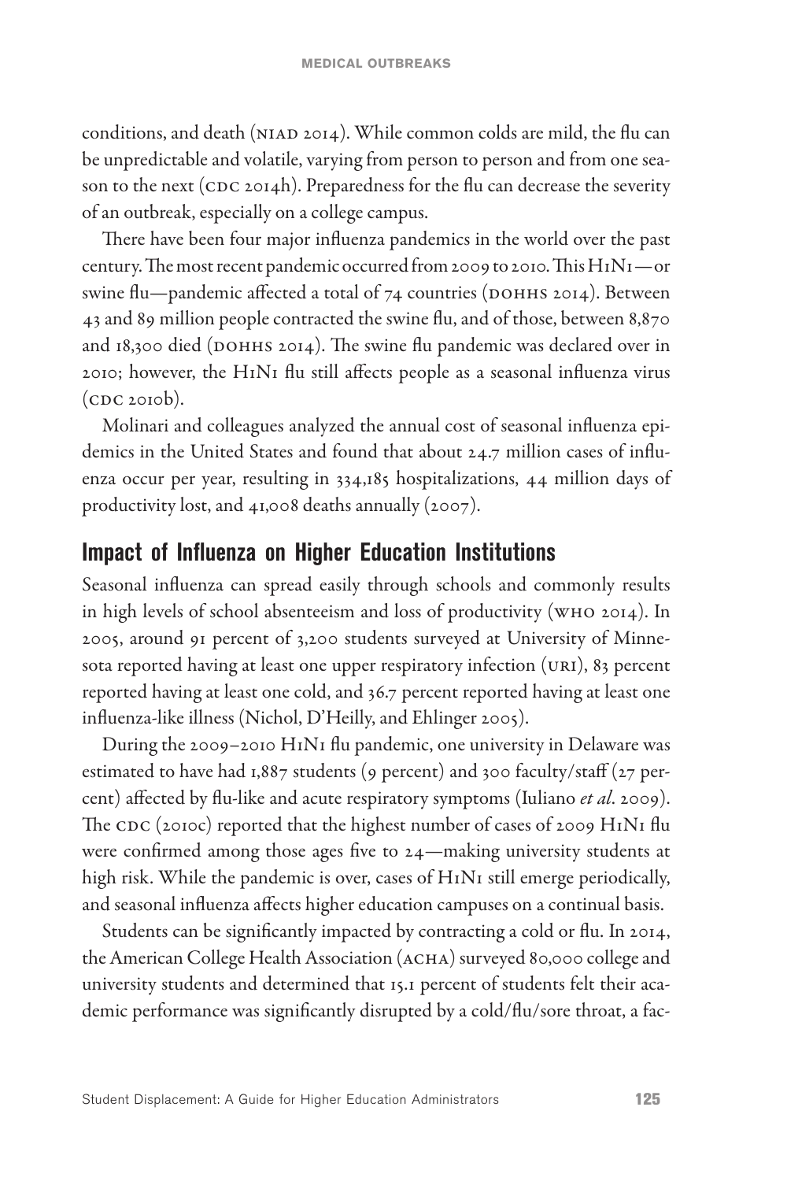conditions, and death (NIAD 2014). While common colds are mild, the flu can be unpredictable and volatile, varying from person to person and from one season to the next (CDC 2014h). Preparedness for the flu can decrease the severity of an outbreak, especially on a college campus.

There have been four major influenza pandemics in the world over the past century. The most recent pandemic occurred from 2009 to 2010. This H1N1—or swine flu—pandemic affected a total of 74 countries (DOHHS 2014). Between 43 and 89 million people contracted the swine flu, and of those, between 8,870 and 18,300 died (DOHHS 2014). The swine flu pandemic was declared over in 2010; however, the H1N1 flu still affects people as a seasonal influenza virus (CDC 2010b).

Molinari and colleagues analyzed the annual cost of seasonal influenza epidemics in the United States and found that about 24.7 million cases of influenza occur per year, resulting in 334,185 hospitalizations, 44 million days of productivity lost, and 41,008 deaths annually (2007).

## Impact of Influenza on Higher Education Institutions

Seasonal influenza can spread easily through schools and commonly results in high levels of school absenteeism and loss of productivity (WHO 2014). In 2005, around 91 percent of 3,200 students surveyed at University of Minnesota reported having at least one upper respiratory infection (URI), 83 percent reported having at least one cold, and 36.7 percent reported having at least one influenza-like illness (Nichol, D'Heilly, and Ehlinger 2005).

During the 2009–2010 H1N1 flu pandemic, one university in Delaware was estimated to have had 1,887 students (9 percent) and 300 faculty/staff (27 percent) affected by flu-like and acute respiratory symptoms (Iuliano *et al*. 2009). The CDC (2010c) reported that the highest number of cases of 2009 H1N1 flu were confirmed among those ages five to 24—making university students at high risk. While the pandemic is over, cases of H1N1 still emerge periodically, and seasonal influenza affects higher education campuses on a continual basis.

Students can be significantly impacted by contracting a cold or flu. In 2014, the American College Health Association (ACHA) surveyed 80,000 college and university students and determined that 15.1 percent of students felt their academic performance was significantly disrupted by a cold/flu/sore throat, a fac-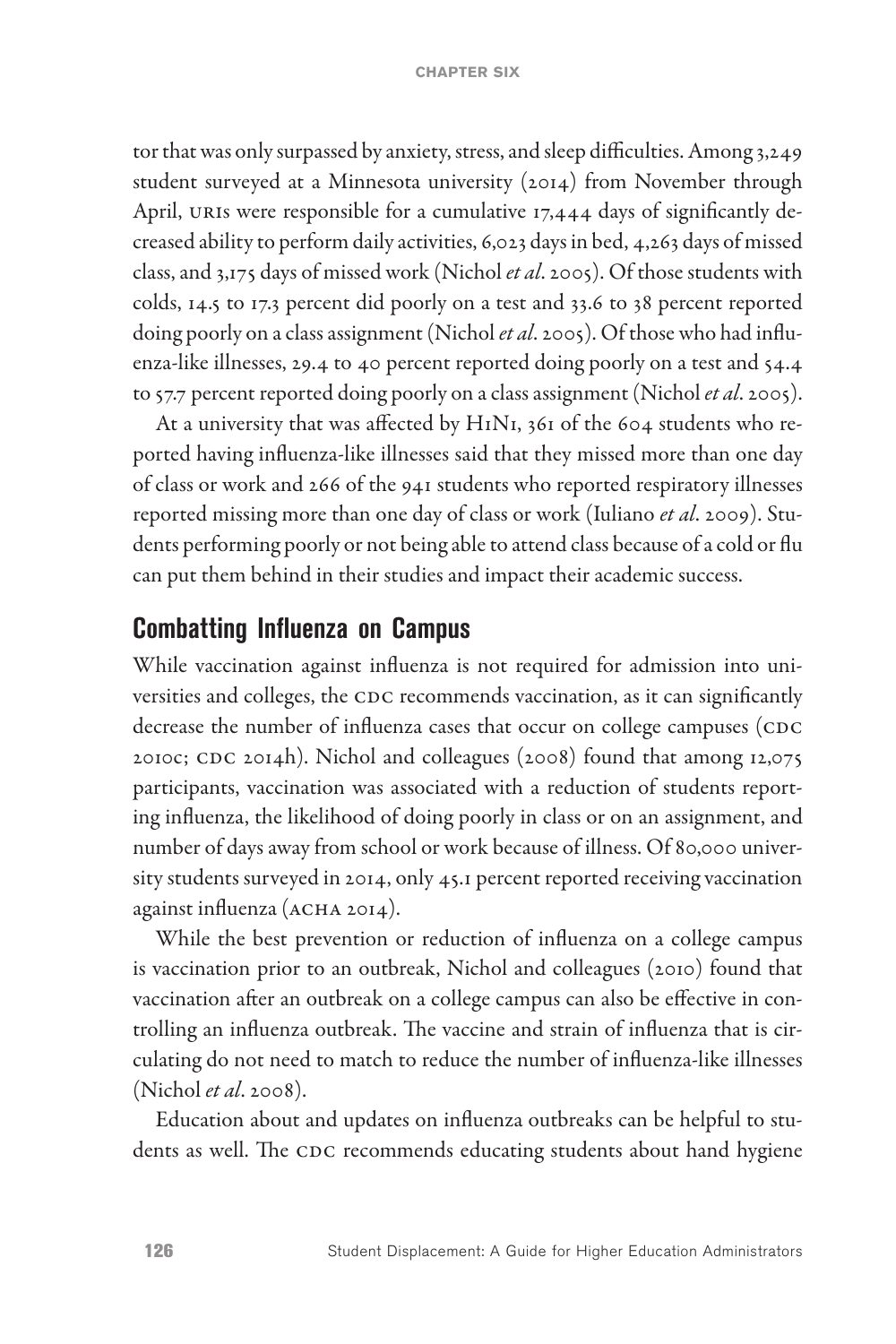tor that was only surpassed by anxiety, stress, and sleep difficulties. Among 3,249 student surveyed at a Minnesota university (2014) from November through April, URIs were responsible for a cumulative 17,444 days of significantly decreased ability to perform daily activities, 6,023 days in bed, 4,263 days of missed class, and 3,175 days of missed work (Nichol *et al*. 2005). Of those students with colds, 14.5 to 17.3 percent did poorly on a test and 33.6 to 38 percent reported doing poorly on a class assignment (Nichol *et al*. 2005). Of those who had influenza-like illnesses, 29.4 to 40 percent reported doing poorly on a test and 54.4 to 57.7 percent reported doing poorly on a class assignment (Nichol *et al*. 2005).

At a university that was affected by H1N1, 361 of the 604 students who reported having influenza-like illnesses said that they missed more than one day of class or work and 266 of the 941 students who reported respiratory illnesses reported missing more than one day of class or work (Iuliano *et al*. 2009). Students performing poorly or not being able to attend class because of a cold or flu can put them behind in their studies and impact their academic success.

## Combatting Influenza on Campus

While vaccination against influenza is not required for admission into universities and colleges, the CDC recommends vaccination, as it can significantly decrease the number of influenza cases that occur on college campuses (CDC 2010c; CDC 2014h). Nichol and colleagues (2008) found that among 12,075 participants, vaccination was associated with a reduction of students reporting influenza, the likelihood of doing poorly in class or on an assignment, and number of days away from school or work because of illness. Of 80,000 university students surveyed in 2014, only 45.1 percent reported receiving vaccination against influenza (ACHA 2014).

While the best prevention or reduction of influenza on a college campus is vaccination prior to an outbreak, Nichol and colleagues (2010) found that vaccination after an outbreak on a college campus can also be effective in controlling an influenza outbreak. The vaccine and strain of influenza that is circulating do not need to match to reduce the number of influenza-like illnesses (Nichol *et al*. 2008).

Education about and updates on influenza outbreaks can be helpful to students as well. The CDC recommends educating students about hand hygiene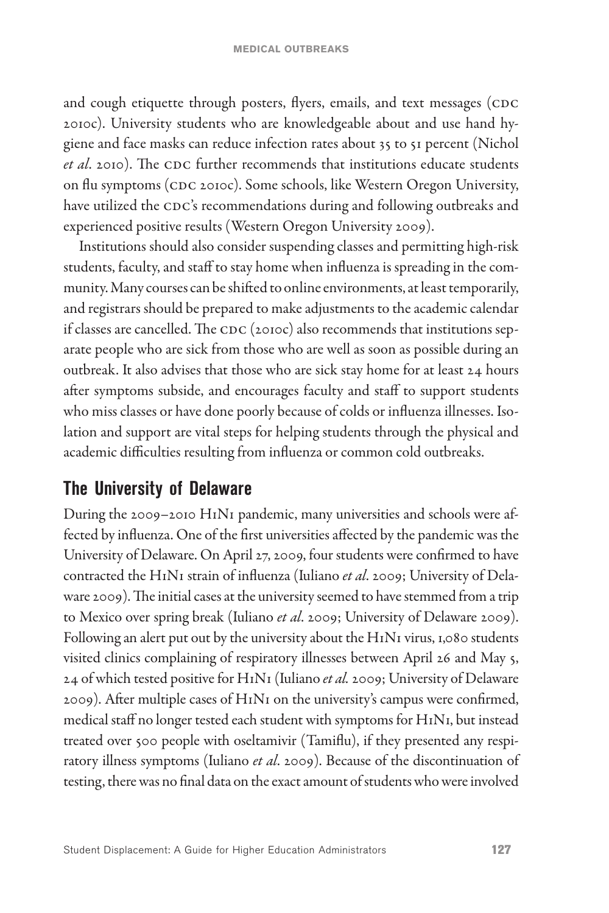and cough etiquette through posters, flyers, emails, and text messages (CDC 2010c). University students who are knowledgeable about and use hand hygiene and face masks can reduce infection rates about 35 to 51 percent (Nichol *et al*. 2010). The CDC further recommends that institutions educate students on flu symptoms (CDC 2010c). Some schools, like Western Oregon University, have utilized the CDC's recommendations during and following outbreaks and experienced positive results (Western Oregon University 2009).

Institutions should also consider suspending classes and permitting high-risk students, faculty, and staff to stay home when influenza is spreading in the community. Many courses can be shifted to online environments, at least temporarily, and registrars should be prepared to make adjustments to the academic calendar if classes are cancelled. The CDC (2010c) also recommends that institutions separate people who are sick from those who are well as soon as possible during an outbreak. It also advises that those who are sick stay home for at least 24 hours after symptoms subside, and encourages faculty and staff to support students who miss classes or have done poorly because of colds or influenza illnesses. Isolation and support are vital steps for helping students through the physical and academic difficulties resulting from influenza or common cold outbreaks.

## The University of Delaware

During the 2009–2010 H1N1 pandemic, many universities and schools were affected by influenza. One of the first universities affected by the pandemic was the University of Delaware. On April 27, 2009, four students were confirmed to have contracted the H1N1 strain of influenza (Iuliano *et al*. 2009; University of Delaware 2009). The initial cases at the university seemed to have stemmed from a trip to Mexico over spring break (Iuliano *et al*. 2009; University of Delaware 2009). Following an alert put out by the university about the H1N1 virus, 1,080 students visited clinics complaining of respiratory illnesses between April 26 and May 5, 24 of which tested positive for H1N1 (Iuliano *et al.* 2009; University of Delaware 2009). After multiple cases of H1N1 on the university's campus were confirmed, medical staff no longer tested each student with symptoms for H1N1, but instead treated over 500 people with oseltamivir (Tamiflu), if they presented any respiratory illness symptoms (Iuliano *et al*. 2009). Because of the discontinuation of testing, there was no final data on the exact amount of students who were involved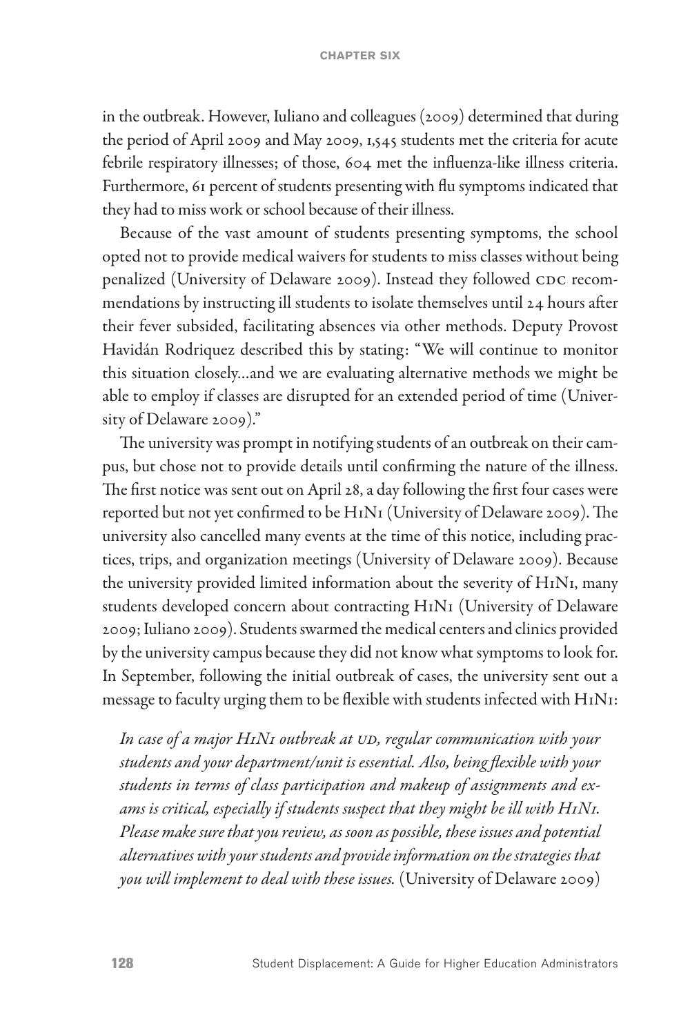in the outbreak. However, Iuliano and colleagues (2009) determined that during the period of April 2009 and May 2009, 1,545 students met the criteria for acute febrile respiratory illnesses; of those, 604 met the influenza-like illness criteria. Furthermore, 61 percent of students presenting with flu symptoms indicated that they had to miss work or school because of their illness.

Because of the vast amount of students presenting symptoms, the school opted not to provide medical waivers for students to miss classes without being penalized (University of Delaware 2009). Instead they followed CDC recommendations by instructing ill students to isolate themselves until 24 hours after their fever subsided, facilitating absences via other methods. Deputy Provost Havidán Rodriquez described this by stating: "We will continue to monitor this situation closely…and we are evaluating alternative methods we might be able to employ if classes are disrupted for an extended period of time (University of Delaware 2009)."

The university was prompt in notifying students of an outbreak on their campus, but chose not to provide details until confirming the nature of the illness. The first notice was sent out on April 28, a day following the first four cases were reported but not yet confirmed to be H1N1 (University of Delaware 2009). The university also cancelled many events at the time of this notice, including practices, trips, and organization meetings (University of Delaware 2009). Because the university provided limited information about the severity of H1N1, many students developed concern about contracting H1N1 (University of Delaware 2009; Iuliano 2009). Students swarmed the medical centers and clinics provided by the university campus because they did not know what symptoms to look for. In September, following the initial outbreak of cases, the university sent out a message to faculty urging them to be flexible with students infected with H1N1:

> *In case of a major H1N1 outbreak at UD, regular communication with your students and your department/unit is essential. Also, being flexible with your students in terms of class participation and makeup of assignments and exams is critical, especially if students suspect that they might be ill with H1N1. Please make sure that you review, as soon as possible, these issues and potential alternatives with your students and provide information on the strategies that you will implement to deal with these issues.* (University of Delaware 2009)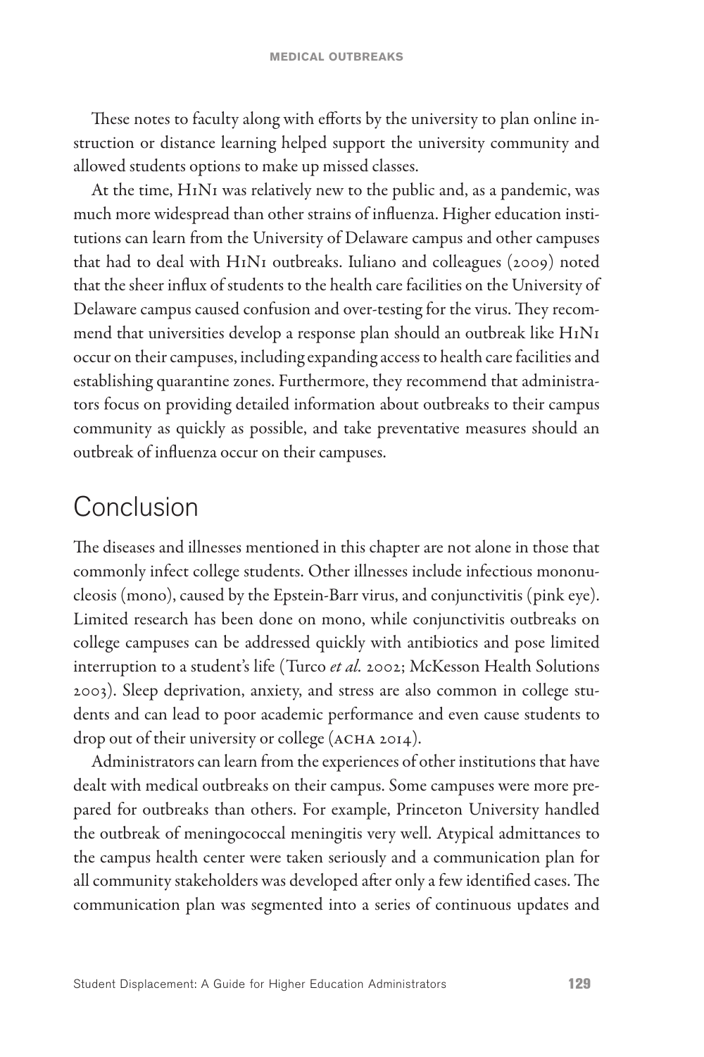These notes to faculty along with efforts by the university to plan online instruction or distance learning helped support the university community and allowed students options to make up missed classes.

At the time, H1N1 was relatively new to the public and, as a pandemic, was much more widespread than other strains of influenza. Higher education institutions can learn from the University of Delaware campus and other campuses that had to deal with H1N1 outbreaks. Iuliano and colleagues (2009) noted that the sheer influx of students to the health care facilities on the University of Delaware campus caused confusion and over-testing for the virus. They recommend that universities develop a response plan should an outbreak like H1N1 occur on their campuses, including expanding access to health care facilities and establishing quarantine zones. Furthermore, they recommend that administrators focus on providing detailed information about outbreaks to their campus community as quickly as possible, and take preventative measures should an outbreak of influenza occur on their campuses.

## Conclusion

The diseases and illnesses mentioned in this chapter are not alone in those that commonly infect college students. Other illnesses include infectious mononucleosis (mono), caused by the Epstein-Barr virus, and conjunctivitis (pink eye). Limited research has been done on mono, while conjunctivitis outbreaks on college campuses can be addressed quickly with antibiotics and pose limited interruption to a student's life (Turco *et al.* 2002; McKesson Health Solutions 2003). Sleep deprivation, anxiety, and stress are also common in college students and can lead to poor academic performance and even cause students to drop out of their university or college (ACHA 2014).

Administrators can learn from the experiences of other institutions that have dealt with medical outbreaks on their campus. Some campuses were more prepared for outbreaks than others. For example, Princeton University handled the outbreak of meningococcal meningitis very well. Atypical admittances to the campus health center were taken seriously and a communication plan for all community stakeholders was developed after only a few identified cases. The communication plan was segmented into a series of continuous updates and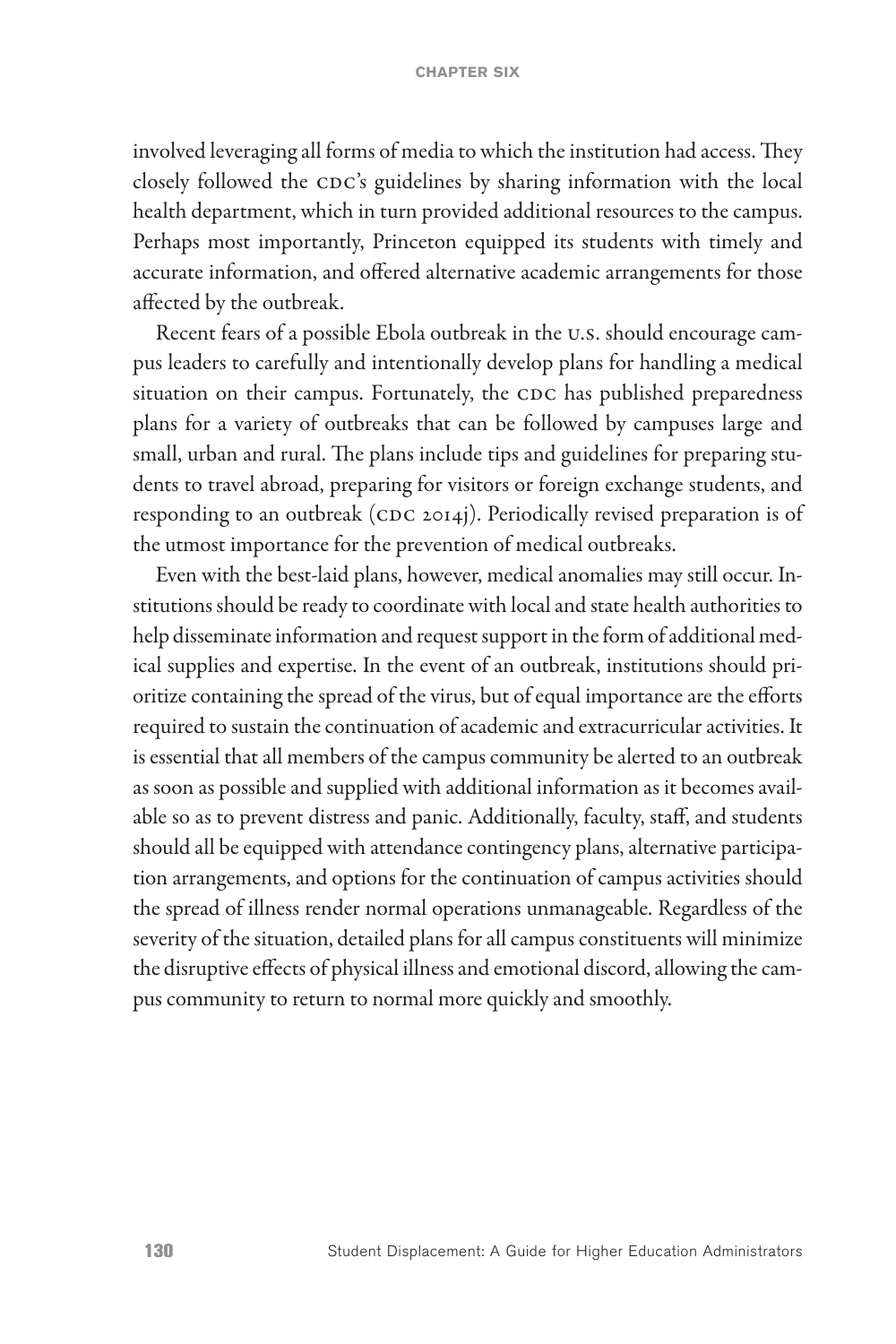involved leveraging all forms of media to which the institution had access. They closely followed the CDC's guidelines by sharing information with the local health department, which in turn provided additional resources to the campus. Perhaps most importantly, Princeton equipped its students with timely and accurate information, and offered alternative academic arrangements for those affected by the outbreak.

Recent fears of a possible Ebola outbreak in the U.S. should encourage campus leaders to carefully and intentionally develop plans for handling a medical situation on their campus. Fortunately, the CDC has published preparedness plans for a variety of outbreaks that can be followed by campuses large and small, urban and rural. The plans include tips and guidelines for preparing students to travel abroad, preparing for visitors or foreign exchange students, and responding to an outbreak (CDC 2014j). Periodically revised preparation is of the utmost importance for the prevention of medical outbreaks.

Even with the best-laid plans, however, medical anomalies may still occur. Institutions should be ready to coordinate with local and state health authorities to help disseminate information and request support in the form of additional medical supplies and expertise. In the event of an outbreak, institutions should prioritize containing the spread of the virus, but of equal importance are the efforts required to sustain the continuation of academic and extracurricular activities. It is essential that all members of the campus community be alerted to an outbreak as soon as possible and supplied with additional information as it becomes available so as to prevent distress and panic. Additionally, faculty, staff, and students should all be equipped with attendance contingency plans, alternative participation arrangements, and options for the continuation of campus activities should the spread of illness render normal operations unmanageable. Regardless of the severity of the situation, detailed plans for all campus constituents will minimize the disruptive effects of physical illness and emotional discord, allowing the campus community to return to normal more quickly and smoothly.